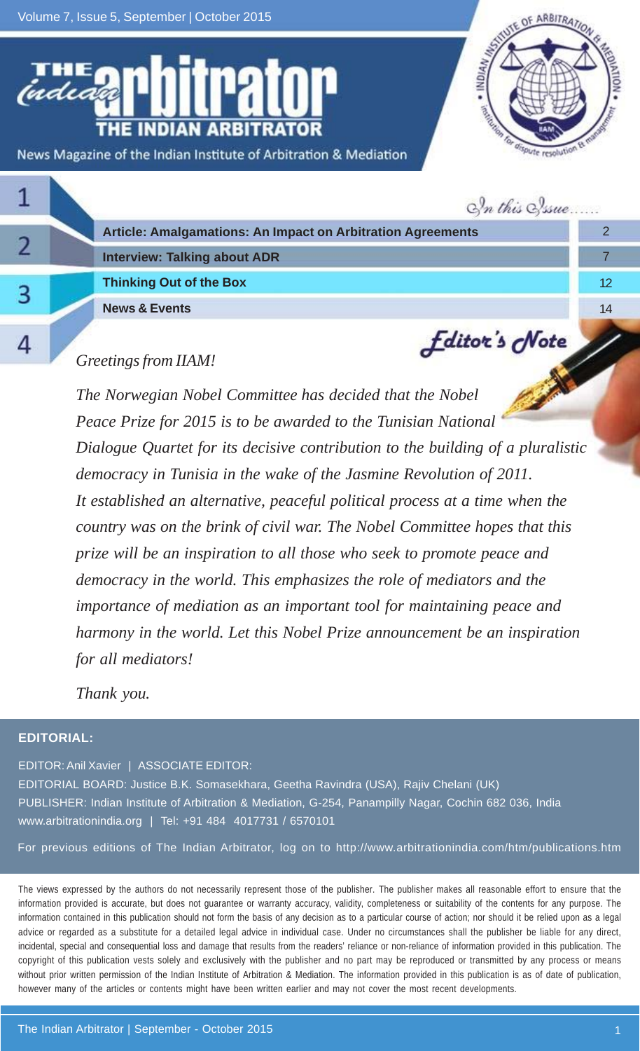# The Indian Arbitrator

News Magazine of the Indian Institute of Arbitration & Mediation

## In this Issue......

| | |
|---|---|
| Article: Amalgamations: An Impact on Arbitration Agreements | 2 |
| Interview: Talking about ADR | 7 |
| Thinking Out of the Box | 12 |
| News & Events | 14 |

## Editor's Note

*Greetings from IIAM!*

*The Norwegian Nobel Committee has decided that the Nobel Peace Prize for 2015 is to be awarded to the Tunisian National Dialogue Quartet for its decisive contribution to the building of a pluralistic democracy in Tunisia in the wake of the Jasmine Revolution of 2011. It established an alternative, peaceful political process at a time when the country was on the brink of civil war. The Nobel Committee hopes that this prize will be an inspiration to all those who seek to promote peace and democracy in the world. This emphasizes the role of mediators and the importance of mediation as an important tool for maintaining peace and harmony in the world. Let this Nobel Prize announcement be an inspiration for all mediators!*

*Thank you.*

**EDITORIAL:**

EDITOR: Anil Xavier | ASSOCIATE EDITOR:

EDITORIAL BOARD: Justice B.K. Somasekhara, Geetha Ravindra (USA), Rajiv Chelani (UK)

PUBLISHER: Indian Institute of Arbitration & Mediation, G-254, Panampilly Nagar, Cochin 682 036, India

www.arbitrationindia.org | Tel: +91 484 4017731 / 6570101

For previous editions of The Indian Arbitrator, log on to http://www.arbitrationindia.com/htm/publications.htm

The views expressed by the authors do not necessarily represent those of the publisher. The publisher makes all reasonable effort to ensure that the information provided is accurate, but does not guarantee or warranty accuracy, validity, completeness or suitability of the contents for any purpose. The information contained in this publication should not form the basis of any decision as to a particular course of action; nor should it be relied upon as a legal advice or regarded as a substitute for a detailed legal advice in individual case. Under no circumstances shall the publisher be liable for any direct, incidental, special and consequential loss and damage that results from the readers' reliance or non-reliance of information provided in this publication. The copyright of this publication vests solely and exclusively with the publisher and no part may be reproduced or transmitted by any process or means without prior written permission of the Indian Institute of Arbitration & Mediation. The information provided in this publication is as of date of publication, however many of the articles or contents might have been written earlier and may not cover the most recent developments.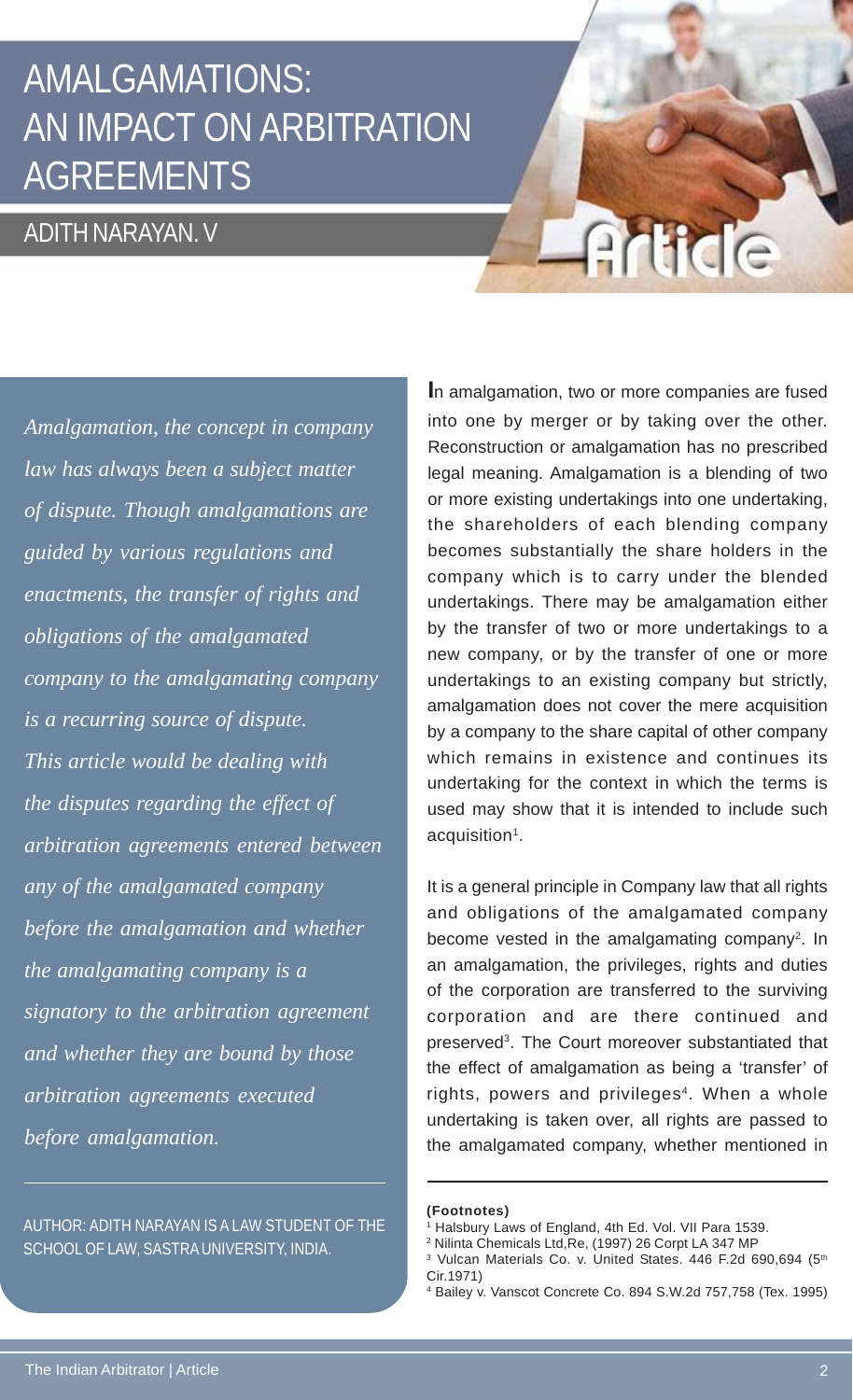# AMALGAMATIONS: AN IMPACT ON ARBITRATION AGREEMENTS

## ADITH NARAYAN. V

*Amalgamation, the concept in company law has always been a subject matter of dispute. Though amalgamations are guided by various regulations and enactments, the transfer of rights and obligations of the amalgamated company to the amalgamating company is a recurring source of dispute. This article would be dealing with the disputes regarding the effect of arbitration agreements entered between any of the amalgamated company before the amalgamation and whether the amalgamating company is a signatory to the arbitration agreement and whether they are bound by those arbitration agreements executed before amalgamation.*

AUTHOR: ADITH NARAYAN IS A LAW STUDENT OF THE SCHOOL OF LAW, SASTRA UNIVERSITY, INDIA.

In amalgamation, two or more companies are fused into one by merger or by taking over the other. Reconstruction or amalgamation has no prescribed legal meaning. Amalgamation is a blending of two or more existing undertakings into one undertaking, the shareholders of each blending company becomes substantially the share holders in the company which is to carry under the blended undertakings. There may be amalgamation either by the transfer of two or more undertakings to a new company, or by the transfer of one or more undertakings to an existing company but strictly, amalgamation does not cover the mere acquisition by a company to the share capital of other company which remains in existence and continues its undertaking for the context in which the terms is used may show that it is intended to include such acquisition[1].

It is a general principle in Company law that all rights and obligations of the amalgamated company become vested in the amalgamating company[2]. In an amalgamation, the privileges, rights and duties of the corporation are transferred to the surviving corporation and are there continued and preserved[3]. The Court moreover substantiated that the effect of amalgamation as being a 'transfer' of rights, powers and privileges[4]. When a whole undertaking is taken over, all rights are passed to the amalgamated company, whether mentioned in

**(Footnotes)**

[1] Halsbury Laws of England, 4th Ed. Vol. VII Para 1539.

[2] Nilinta Chemicals Ltd,Re, (1997) 26 Corpt LA 347 MP

[3] Vulcan Materials Co. v. United States. 446 F.2d 690,694 (5th Cir.1971)

[4] Bailey v. Vanscot Concrete Co. 894 S.W.2d 757,758 (Tex. 1995)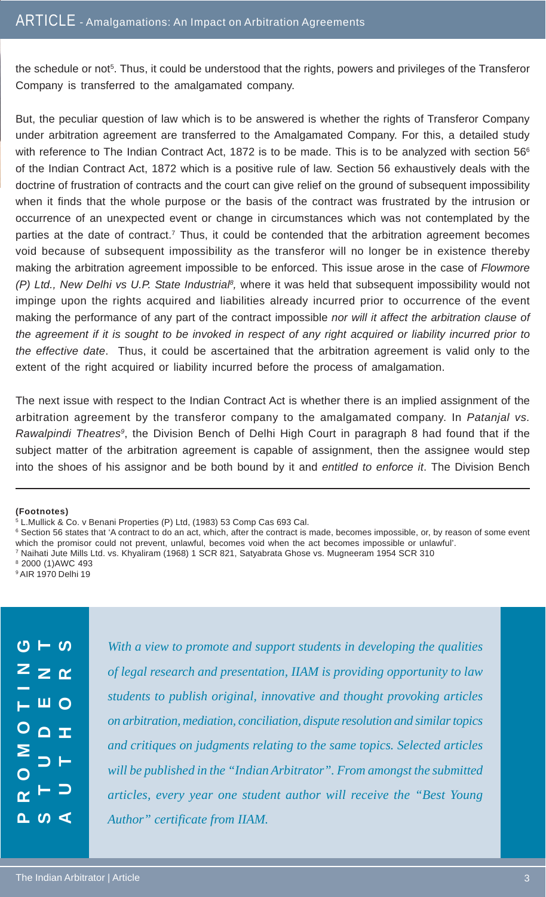the schedule or not[5]. Thus, it could be understood that the rights, powers and privileges of the Transferor Company is transferred to the amalgamated company.

But, the peculiar question of law which is to be answered is whether the rights of Transferor Company under arbitration agreement are transferred to the Amalgamated Company. For this, a detailed study with reference to The Indian Contract Act, 1872 is to be made. This is to be analyzed with section 56[6] of the Indian Contract Act, 1872 which is a positive rule of law. Section 56 exhaustively deals with the doctrine of frustration of contracts and the court can give relief on the ground of subsequent impossibility when it finds that the whole purpose or the basis of the contract was frustrated by the intrusion or occurrence of an unexpected event or change in circumstances which was not contemplated by the parties at the date of contract.[7] Thus, it could be contended that the arbitration agreement becomes void because of subsequent impossibility as the transferor will no longer be in existence thereby making the arbitration agreement impossible to be enforced. This issue arose in the case of *Flowmore (P) Ltd., New Delhi vs U.P. State Industrial*[8], where it was held that subsequent impossibility would not impinge upon the rights acquired and liabilities already incurred prior to occurrence of the event making the performance of any part of the contract impossible *nor will it affect the arbitration clause of the agreement if it is sought to be invoked in respect of any right acquired or liability incurred prior to the effective date*. Thus, it could be ascertained that the arbitration agreement is valid only to the extent of the right acquired or liability incurred before the process of amalgamation.

The next issue with respect to the Indian Contract Act is whether there is an implied assignment of the arbitration agreement by the transferor company to the amalgamated company. In *Patanjal vs. Rawalpindi Theatres*[9], the Division Bench of Delhi High Court in paragraph 8 had found that if the subject matter of the arbitration agreement is capable of assignment, then the assignee would step into the shoes of his assignor and be both bound by it and *entitled to enforce it*. The Division Bench

---

**(Footnotes)**

[5] L.Mullick & Co. v Benani Properties (P) Ltd, (1983) 53 Comp Cas 693 Cal.

[6] Section 56 states that 'A contract to do an act, which, after the contract is made, becomes impossible, or, by reason of some event which the promisor could not prevent, unlawful, becomes void when the act becomes impossible or unlawful'.

[7] Naihati Jute Mills Ltd. vs. Khyaliram (1968) 1 SCR 821, Satyabrata Ghose vs. Mugneeram 1954 SCR 310

[8] 2000 (1)AWC 493

[9] AIR 1970 Delhi 19

---

**PROMOTING STUDENT AUTHORS**

*With a view to promote and support students in developing the qualities of legal research and presentation, IIAM is providing opportunity to law students to publish original, innovative and thought provoking articles on arbitration, mediation, conciliation, dispute resolution and similar topics and critiques on judgments relating to the same topics. Selected articles will be published in the "Indian Arbitrator". From amongst the submitted articles, every year one student author will receive the "Best Young Author" certificate from IIAM.*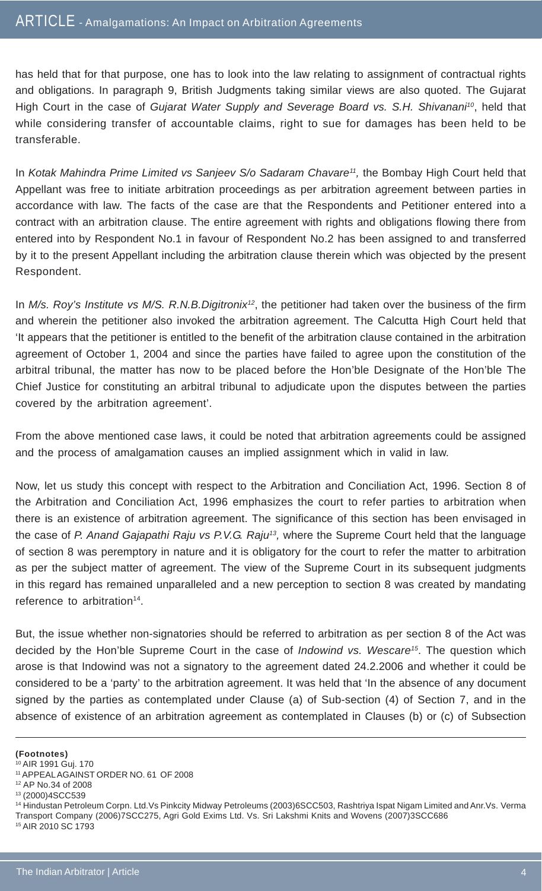has held that for that purpose, one has to look into the law relating to assignment of contractual rights and obligations. In paragraph 9, British Judgments taking similar views are also quoted. The Gujarat High Court in the case of *Gujarat Water Supply and Severage Board vs. S.H. Shivanani*[10], held that while considering transfer of accountable claims, right to sue for damages has been held to be transferable.

In *Kotak Mahindra Prime Limited vs Sanjeev S/o Sadaram Chavare*[11], the Bombay High Court held that Appellant was free to initiate arbitration proceedings as per arbitration agreement between parties in accordance with law. The facts of the case are that the Respondents and Petitioner entered into a contract with an arbitration clause. The entire agreement with rights and obligations flowing there from entered into by Respondent No.1 in favour of Respondent No.2 has been assigned to and transferred by it to the present Appellant including the arbitration clause therein which was objected by the present Respondent.

In *M/s. Roy's Institute vs M/S. R.N.B.Digitronix*[12], the petitioner had taken over the business of the firm and wherein the petitioner also invoked the arbitration agreement. The Calcutta High Court held that 'It appears that the petitioner is entitled to the benefit of the arbitration clause contained in the arbitration agreement of October 1, 2004 and since the parties have failed to agree upon the constitution of the arbitral tribunal, the matter has now to be placed before the Hon'ble Designate of the Hon'ble The Chief Justice for constituting an arbitral tribunal to adjudicate upon the disputes between the parties covered by the arbitration agreement'.

From the above mentioned case laws, it could be noted that arbitration agreements could be assigned and the process of amalgamation causes an implied assignment which in valid in law.

Now, let us study this concept with respect to the Arbitration and Conciliation Act, 1996. Section 8 of the Arbitration and Conciliation Act, 1996 emphasizes the court to refer parties to arbitration when there is an existence of arbitration agreement. The significance of this section has been envisaged in the case of *P. Anand Gajapathi Raju vs P.V.G. Raju*[13], where the Supreme Court held that the language of section 8 was peremptory in nature and it is obligatory for the court to refer the matter to arbitration as per the subject matter of agreement. The view of the Supreme Court in its subsequent judgments in this regard has remained unparalleled and a new perception to section 8 was created by mandating reference to arbitration[14].

But, the issue whether non-signatories should be referred to arbitration as per section 8 of the Act was decided by the Hon'ble Supreme Court in the case of *Indowind vs. Wescare*[15]. The question which arose is that Indowind was not a signatory to the agreement dated 24.2.2006 and whether it could be considered to be a 'party' to the arbitration agreement. It was held that 'In the absence of any document signed by the parties as contemplated under Clause (a) of Sub-section (4) of Section 7, and in the absence of existence of an arbitration agreement as contemplated in Clauses (b) or (c) of Subsection

**(Footnotes)**

[10] AIR 1991 Guj. 170

[11] APPEAL AGAINST ORDER NO. 61 OF 2008

[12] AP No.34 of 2008

[13] (2000)4SCC539

[14] Hindustan Petroleum Corpn. Ltd.Vs Pinkcity Midway Petroleums (2003)6SCC503, Rashtriya Ispat Nigam Limited and Anr.Vs. Verma Transport Company (2006)7SCC275, Agri Gold Exims Ltd. Vs. Sri Lakshmi Knits and Wovens (2007)3SCC686

[15] AIR 2010 SC 1793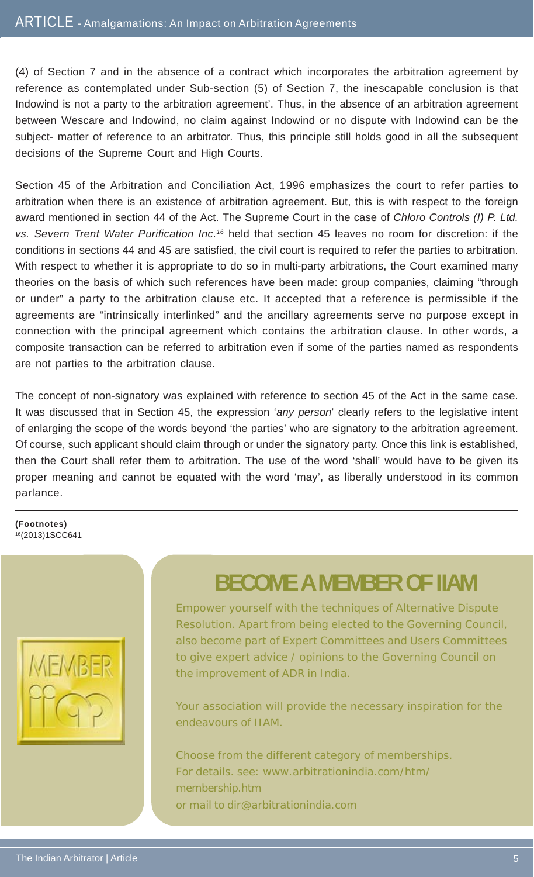(4) of Section 7 and in the absence of a contract which incorporates the arbitration agreement by reference as contemplated under Sub-section (5) of Section 7, the inescapable conclusion is that Indowind is not a party to the arbitration agreement'. Thus, in the absence of an arbitration agreement between Wescare and Indowind, no claim against Indowind or no dispute with Indowind can be the subject- matter of reference to an arbitrator. Thus, this principle still holds good in all the subsequent decisions of the Supreme Court and High Courts.

Section 45 of the Arbitration and Conciliation Act, 1996 emphasizes the court to refer parties to arbitration when there is an existence of arbitration agreement. But, this is with respect to the foreign award mentioned in section 44 of the Act. The Supreme Court in the case of *Chloro Controls (I) P. Ltd. vs. Severn Trent Water Purification Inc.*[16] held that section 45 leaves no room for discretion: if the conditions in sections 44 and 45 are satisfied, the civil court is required to refer the parties to arbitration. With respect to whether it is appropriate to do so in multi-party arbitrations, the Court examined many theories on the basis of which such references have been made: group companies, claiming "through or under" a party to the arbitration clause etc. It accepted that a reference is permissible if the agreements are "intrinsically interlinked" and the ancillary agreements serve no purpose except in connection with the principal agreement which contains the arbitration clause. In other words, a composite transaction can be referred to arbitration even if some of the parties named as respondents are not parties to the arbitration clause.

The concept of non-signatory was explained with reference to section 45 of the Act in the same case. It was discussed that in Section 45, the expression '*any person*' clearly refers to the legislative intent of enlarging the scope of the words beyond 'the parties' who are signatory to the arbitration agreement. Of course, such applicant should claim through or under the signatory party. Once this link is established, then the Court shall refer them to arbitration. The use of the word 'shall' would have to be given its proper meaning and cannot be equated with the word 'may', as liberally understood in its common parlance.

**(Footnotes)**

[16] (2013)1SCC641

## BECOME A MEMBER OF IIAM

Empower yourself with the techniques of Alternative Dispute Resolution. Apart from being elected to the Governing Council, also become part of Expert Committees and Users Committees to give expert advice / opinions to the Governing Council on the improvement of ADR in India.

Your association will provide the necessary inspiration for the endeavours of IIAM.

Choose from the different category of memberships.
For details. see: www.arbitrationindia.com/htm/membership.htm
or mail to dir@arbitrationindia.com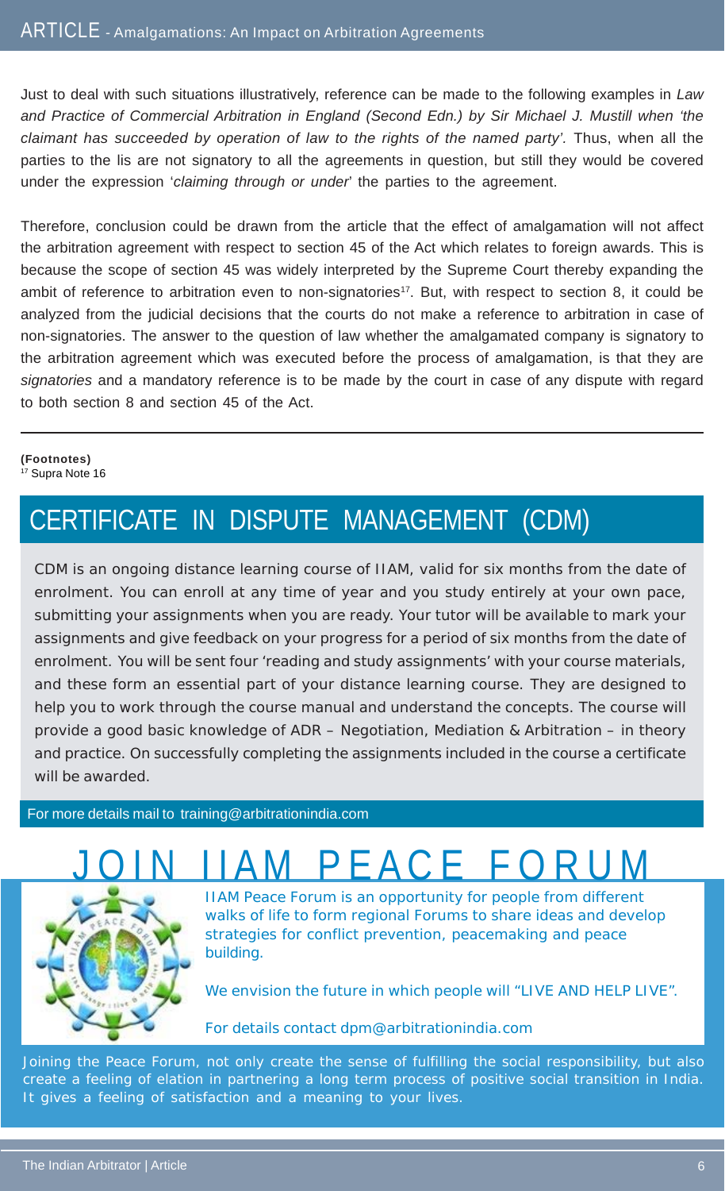Just to deal with such situations illustratively, reference can be made to the following examples in *Law and Practice of Commercial Arbitration in England (Second Edn.) by Sir Michael J. Mustill when 'the claimant has succeeded by operation of law to the rights of the named party'*. Thus, when all the parties to the lis are not signatory to all the agreements in question, but still they would be covered under the expression '*claiming through or under*' the parties to the agreement.

Therefore, conclusion could be drawn from the article that the effect of amalgamation will not affect the arbitration agreement with respect to section 45 of the Act which relates to foreign awards. This is because the scope of section 45 was widely interpreted by the Supreme Court thereby expanding the ambit of reference to arbitration even to non-signatories[17]. But, with respect to section 8, it could be analyzed from the judicial decisions that the courts do not make a reference to arbitration in case of non-signatories. The answer to the question of law whether the amalgamated company is signatory to the arbitration agreement which was executed before the process of amalgamation, is that they are *signatories* and a mandatory reference is to be made by the court in case of any dispute with regard to both section 8 and section 45 of the Act.

---

**(Footnotes)**

[17] Supra Note 16

## CERTIFICATE IN DISPUTE MANAGEMENT (CDM)

CDM is an ongoing distance learning course of IIAM, valid for six months from the date of enrolment. You can enroll at any time of year and you study entirely at your own pace, submitting your assignments when you are ready. Your tutor will be available to mark your assignments and give feedback on your progress for a period of six months from the date of enrolment. You will be sent four 'reading and study assignments' with your course materials, and these form an essential part of your distance learning course. They are designed to help you to work through the course manual and understand the concepts. The course will provide a good basic knowledge of ADR – Negotiation, Mediation & Arbitration – in theory and practice. On successfully completing the assignments included in the course a certificate will be awarded.

For more details mail to training@arbitrationindia.com

## JOIN IIAM PEACE FORUM

IIAM Peace Forum is an opportunity for people from different walks of life to form regional Forums to share ideas and develop strategies for conflict prevention, peacemaking and peace building.

We envision the future in which people will "LIVE AND HELP LIVE".

For details contact dpm@arbitrationindia.com

Joining the Peace Forum, not only create the sense of fulfilling the social responsibility, but also create a feeling of elation in partnering a long term process of positive social transition in India. It gives a feeling of satisfaction and a meaning to your lives.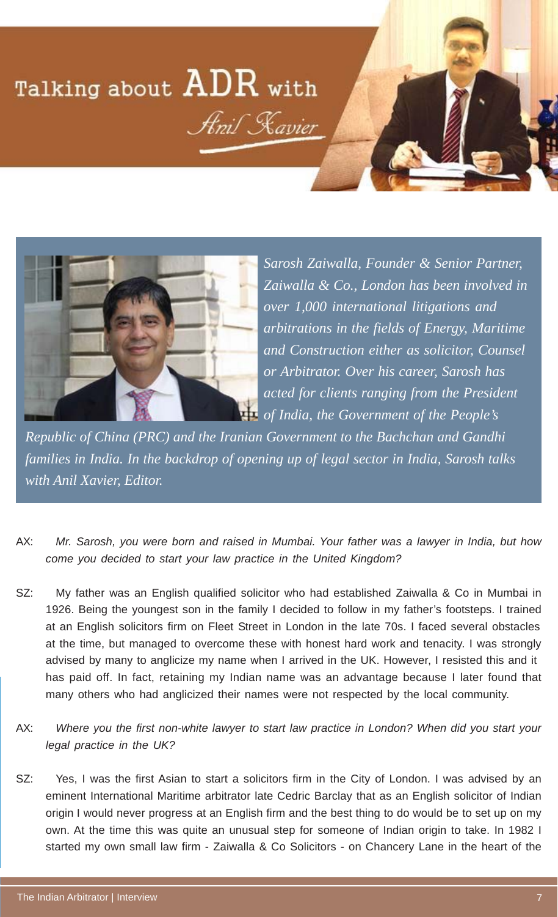# Talking about ADR with Anil Xavier

*Sarosh Zaiwalla, Founder & Senior Partner, Zaiwalla & Co., London has been involved in over 1,000 international litigations and arbitrations in the fields of Energy, Maritime and Construction either as solicitor, Counsel or Arbitrator. Over his career, Sarosh has acted for clients ranging from the President of India, the Government of the People's Republic of China (PRC) and the Iranian Government to the Bachchan and Gandhi families in India. In the backdrop of opening up of legal sector in India, Sarosh talks with Anil Xavier, Editor.*

AX: *Mr. Sarosh, you were born and raised in Mumbai. Your father was a lawyer in India, but how come you decided to start your law practice in the United Kingdom?*

SZ: My father was an English qualified solicitor who had established Zaiwalla & Co in Mumbai in 1926. Being the youngest son in the family I decided to follow in my father's footsteps. I trained at an English solicitors firm on Fleet Street in London in the late 70s. I faced several obstacles at the time, but managed to overcome these with honest hard work and tenacity. I was strongly advised by many to anglicize my name when I arrived in the UK. However, I resisted this and it has paid off. In fact, retaining my Indian name was an advantage because I later found that many others who had anglicized their names were not respected by the local community.

AX: *Where you the first non-white lawyer to start law practice in London? When did you start your legal practice in the UK?*

SZ: Yes, I was the first Asian to start a solicitors firm in the City of London. I was advised by an eminent International Maritime arbitrator late Cedric Barclay that as an English solicitor of Indian origin I would never progress at an English firm and the best thing to do would be to set up on my own. At the time this was quite an unusual step for someone of Indian origin to take. In 1982 I started my own small law firm - Zaiwalla & Co Solicitors - on Chancery Lane in the heart of the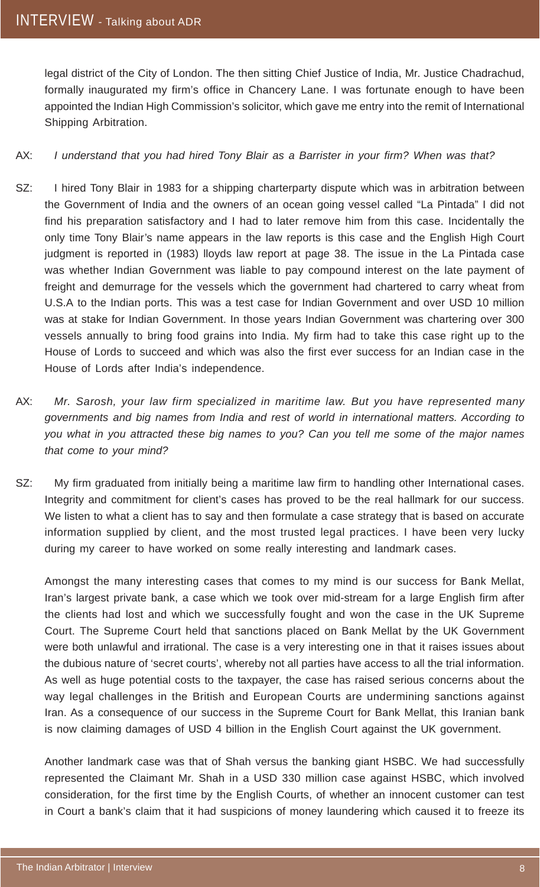legal district of the City of London. The then sitting Chief Justice of India, Mr. Justice Chadrachud, formally inaugurated my firm's office in Chancery Lane. I was fortunate enough to have been appointed the Indian High Commission's solicitor, which gave me entry into the remit of International Shipping Arbitration.

AX: *I understand that you had hired Tony Blair as a Barrister in your firm? When was that?*

SZ: I hired Tony Blair in 1983 for a shipping charterparty dispute which was in arbitration between the Government of India and the owners of an ocean going vessel called "La Pintada" I did not find his preparation satisfactory and I had to later remove him from this case. Incidentally the only time Tony Blair's name appears in the law reports is this case and the English High Court judgment is reported in (1983) lloyds law report at page 38. The issue in the La Pintada case was whether Indian Government was liable to pay compound interest on the late payment of freight and demurrage for the vessels which the government had chartered to carry wheat from U.S.A to the Indian ports. This was a test case for Indian Government and over USD 10 million was at stake for Indian Government. In those years Indian Government was chartering over 300 vessels annually to bring food grains into India. My firm had to take this case right up to the House of Lords to succeed and which was also the first ever success for an Indian case in the House of Lords after India's independence.

AX: *Mr. Sarosh, your law firm specialized in maritime law. But you have represented many governments and big names from India and rest of world in international matters. According to you what in you attracted these big names to you? Can you tell me some of the major names that come to your mind?*

SZ: My firm graduated from initially being a maritime law firm to handling other International cases. Integrity and commitment for client's cases has proved to be the real hallmark for our success. We listen to what a client has to say and then formulate a case strategy that is based on accurate information supplied by client, and the most trusted legal practices. I have been very lucky during my career to have worked on some really interesting and landmark cases.

Amongst the many interesting cases that comes to my mind is our success for Bank Mellat, Iran's largest private bank, a case which we took over mid-stream for a large English firm after the clients had lost and which we successfully fought and won the case in the UK Supreme Court. The Supreme Court held that sanctions placed on Bank Mellat by the UK Government were both unlawful and irrational. The case is a very interesting one in that it raises issues about the dubious nature of 'secret courts', whereby not all parties have access to all the trial information. As well as huge potential costs to the taxpayer, the case has raised serious concerns about the way legal challenges in the British and European Courts are undermining sanctions against Iran. As a consequence of our success in the Supreme Court for Bank Mellat, this Iranian bank is now claiming damages of USD 4 billion in the English Court against the UK government.

Another landmark case was that of Shah versus the banking giant HSBC. We had successfully represented the Claimant Mr. Shah in a USD 330 million case against HSBC, which involved consideration, for the first time by the English Courts, of whether an innocent customer can test in Court a bank's claim that it had suspicions of money laundering which caused it to freeze its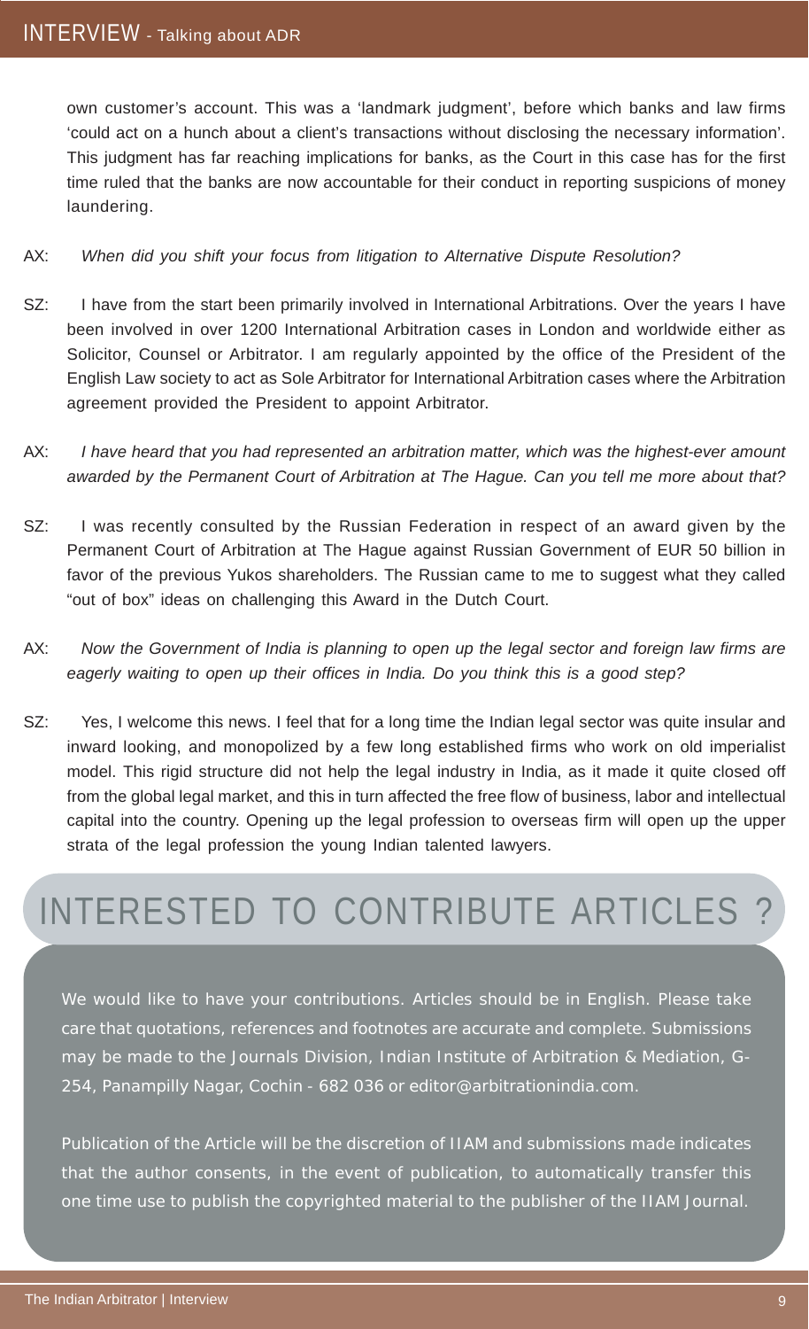own customer's account. This was a 'landmark judgment', before which banks and law firms 'could act on a hunch about a client's transactions without disclosing the necessary information'. This judgment has far reaching implications for banks, as the Court in this case has for the first time ruled that the banks are now accountable for their conduct in reporting suspicions of money laundering.

AX: *When did you shift your focus from litigation to Alternative Dispute Resolution?*

SZ: I have from the start been primarily involved in International Arbitrations. Over the years I have been involved in over 1200 International Arbitration cases in London and worldwide either as Solicitor, Counsel or Arbitrator. I am regularly appointed by the office of the President of the English Law society to act as Sole Arbitrator for International Arbitration cases where the Arbitration agreement provided the President to appoint Arbitrator.

AX: *I have heard that you had represented an arbitration matter, which was the highest-ever amount awarded by the Permanent Court of Arbitration at The Hague. Can you tell me more about that?*

SZ: I was recently consulted by the Russian Federation in respect of an award given by the Permanent Court of Arbitration at The Hague against Russian Government of EUR 50 billion in favor of the previous Yukos shareholders. The Russian came to me to suggest what they called "out of box" ideas on challenging this Award in the Dutch Court.

AX: *Now the Government of India is planning to open up the legal sector and foreign law firms are eagerly waiting to open up their offices in India. Do you think this is a good step?*

SZ: Yes, I welcome this news. I feel that for a long time the Indian legal sector was quite insular and inward looking, and monopolized by a few long established firms who work on old imperialist model. This rigid structure did not help the legal industry in India, as it made it quite closed off from the global legal market, and this in turn affected the free flow of business, labor and intellectual capital into the country. Opening up the legal profession to overseas firm will open up the upper strata of the legal profession the young Indian talented lawyers.

## INTERESTED TO CONTRIBUTE ARTICLES ?

We would like to have your contributions. Articles should be in English. Please take care that quotations, references and footnotes are accurate and complete. Submissions may be made to the Journals Division, Indian Institute of Arbitration & Mediation, G-254, Panampilly Nagar, Cochin - 682 036 or editor@arbitrationindia.com.

Publication of the Article will be the discretion of IIAM and submissions made indicates that the author consents, in the event of publication, to automatically transfer this one time use to publish the copyrighted material to the publisher of the IIAM Journal.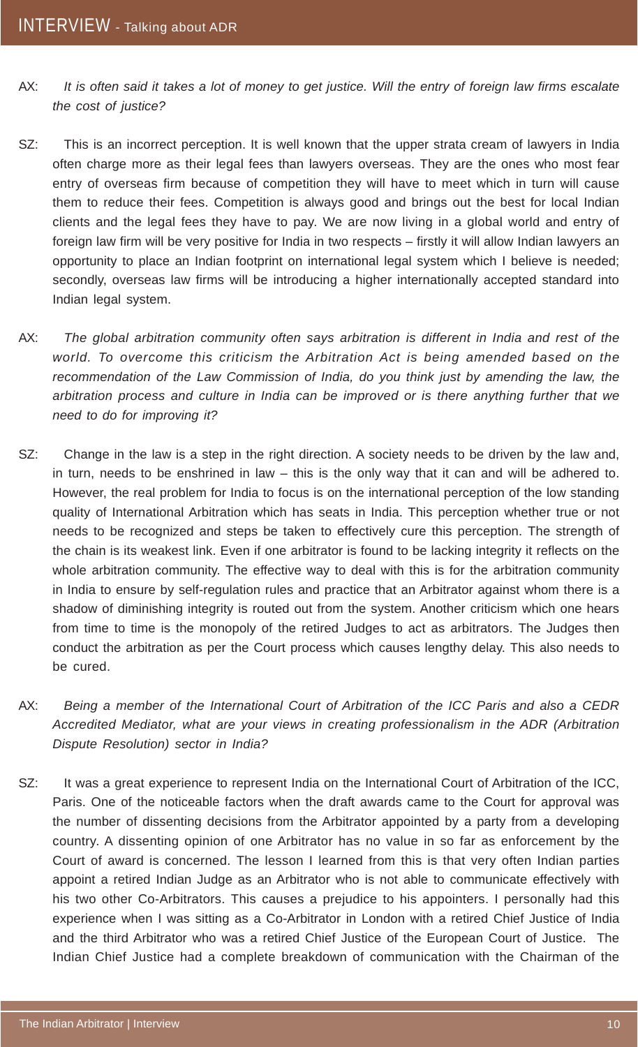AX: *It is often said it takes a lot of money to get justice. Will the entry of foreign law firms escalate the cost of justice?*

SZ: This is an incorrect perception. It is well known that the upper strata cream of lawyers in India often charge more as their legal fees than lawyers overseas. They are the ones who most fear entry of overseas firm because of competition they will have to meet which in turn will cause them to reduce their fees. Competition is always good and brings out the best for local Indian clients and the legal fees they have to pay. We are now living in a global world and entry of foreign law firm will be very positive for India in two respects – firstly it will allow Indian lawyers an opportunity to place an Indian footprint on international legal system which I believe is needed; secondly, overseas law firms will be introducing a higher internationally accepted standard into Indian legal system.

AX: *The global arbitration community often says arbitration is different in India and rest of the world. To overcome this criticism the Arbitration Act is being amended based on the recommendation of the Law Commission of India, do you think just by amending the law, the arbitration process and culture in India can be improved or is there anything further that we need to do for improving it?*

SZ: Change in the law is a step in the right direction. A society needs to be driven by the law and, in turn, needs to be enshrined in law – this is the only way that it can and will be adhered to. However, the real problem for India to focus is on the international perception of the low standing quality of International Arbitration which has seats in India. This perception whether true or not needs to be recognized and steps be taken to effectively cure this perception. The strength of the chain is its weakest link. Even if one arbitrator is found to be lacking integrity it reflects on the whole arbitration community. The effective way to deal with this is for the arbitration community in India to ensure by self-regulation rules and practice that an Arbitrator against whom there is a shadow of diminishing integrity is routed out from the system. Another criticism which one hears from time to time is the monopoly of the retired Judges to act as arbitrators. The Judges then conduct the arbitration as per the Court process which causes lengthy delay. This also needs to be cured.

AX: *Being a member of the International Court of Arbitration of the ICC Paris and also a CEDR Accredited Mediator, what are your views in creating professionalism in the ADR (Arbitration Dispute Resolution) sector in India?*

SZ: It was a great experience to represent India on the International Court of Arbitration of the ICC, Paris. One of the noticeable factors when the draft awards came to the Court for approval was the number of dissenting decisions from the Arbitrator appointed by a party from a developing country. A dissenting opinion of one Arbitrator has no value in so far as enforcement by the Court of award is concerned. The lesson I learned from this is that very often Indian parties appoint a retired Indian Judge as an Arbitrator who is not able to communicate effectively with his two other Co-Arbitrators. This causes a prejudice to his appointers. I personally had this experience when I was sitting as a Co-Arbitrator in London with a retired Chief Justice of India and the third Arbitrator who was a retired Chief Justice of the European Court of Justice. The Indian Chief Justice had a complete breakdown of communication with the Chairman of the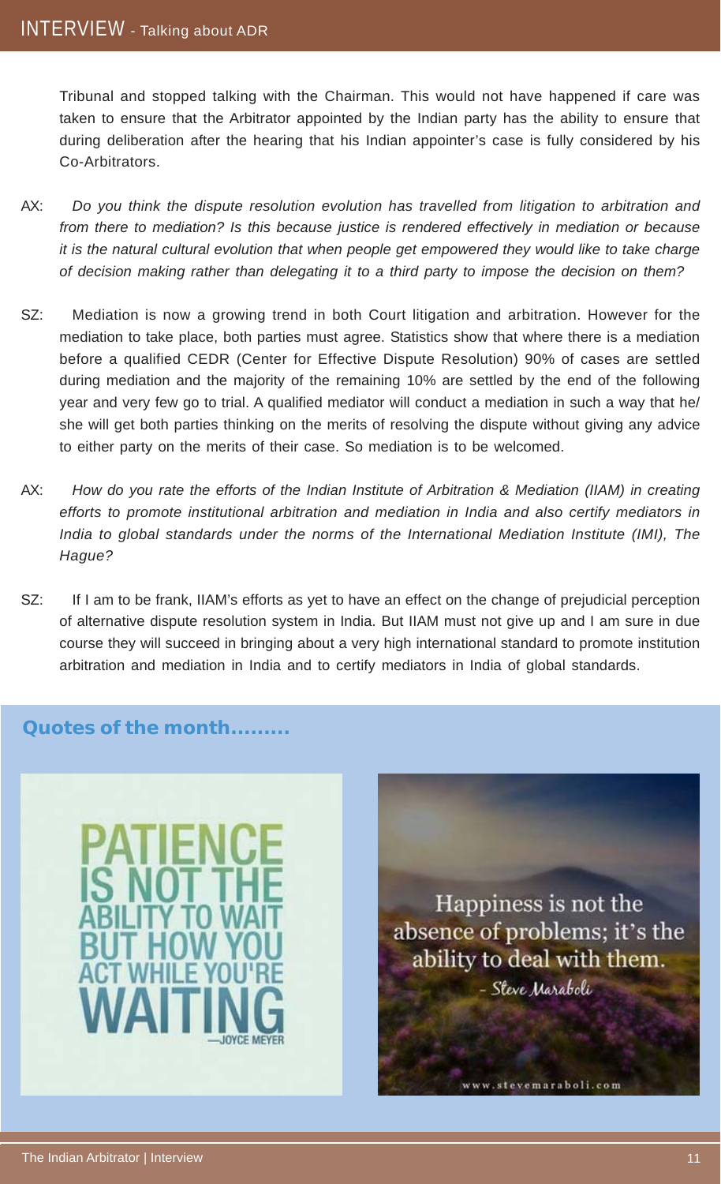Tribunal and stopped talking with the Chairman. This would not have happened if care was taken to ensure that the Arbitrator appointed by the Indian party has the ability to ensure that during deliberation after the hearing that his Indian appointer's case is fully considered by his Co-Arbitrators.

AX: *Do you think the dispute resolution evolution has travelled from litigation to arbitration and from there to mediation? Is this because justice is rendered effectively in mediation or because it is the natural cultural evolution that when people get empowered they would like to take charge of decision making rather than delegating it to a third party to impose the decision on them?*

SZ: Mediation is now a growing trend in both Court litigation and arbitration. However for the mediation to take place, both parties must agree. Statistics show that where there is a mediation before a qualified CEDR (Center for Effective Dispute Resolution) 90% of cases are settled during mediation and the majority of the remaining 10% are settled by the end of the following year and very few go to trial. A qualified mediator will conduct a mediation in such a way that he/ she will get both parties thinking on the merits of resolving the dispute without giving any advice to either party on the merits of their case. So mediation is to be welcomed.

AX: *How do you rate the efforts of the Indian Institute of Arbitration & Mediation (IIAM) in creating efforts to promote institutional arbitration and mediation in India and also certify mediators in India to global standards under the norms of the International Mediation Institute (IMI), The Hague?*

SZ: If I am to be frank, IIAM's efforts as yet to have an effect on the change of prejudicial perception of alternative dispute resolution system in India. But IIAM must not give up and I am sure in due course they will succeed in bringing about a very high international standard to promote institution arbitration and mediation in India and to certify mediators in India of global standards.

## Quotes of the month.........

PATIENCE IS NOT THE ABILITY TO WAIT BUT HOW YOU ACT WHILE YOU'RE WAITING
—JOYCE MEYER

Happiness is not the absence of problems; it's the ability to deal with them.
- Steve Maraboli

www.stevemaraboli.com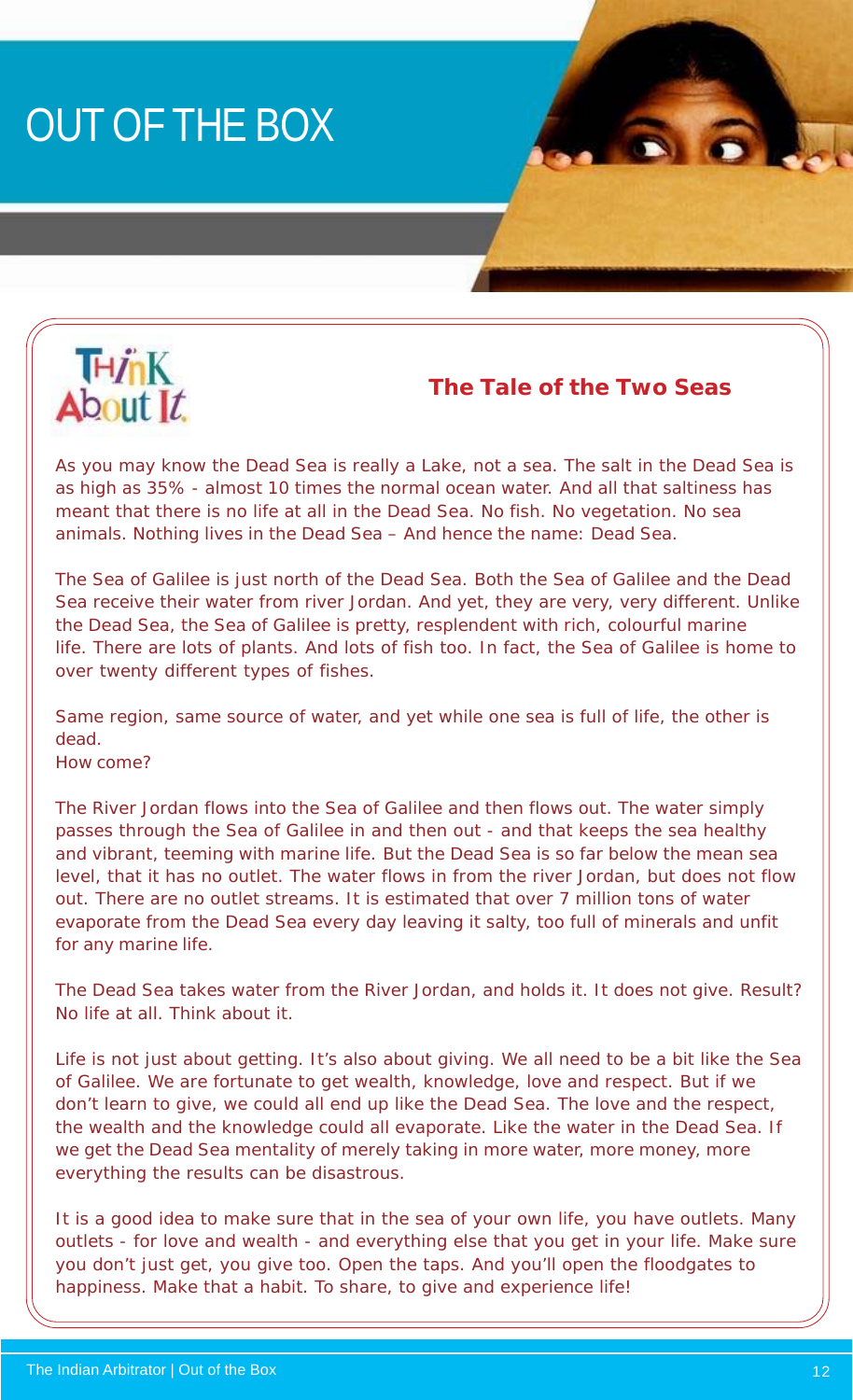# OUT OF THE BOX

Think About It

## The Tale of the Two Seas

As you may know the Dead Sea is really a Lake, not a sea. The salt in the Dead Sea is as high as 35% - almost 10 times the normal ocean water. And all that saltiness has meant that there is no life at all in the Dead Sea. No fish. No vegetation. No sea animals. Nothing lives in the Dead Sea – And hence the name: Dead Sea.

The Sea of Galilee is just north of the Dead Sea. Both the Sea of Galilee and the Dead Sea receive their water from river Jordan. And yet, they are very, very different. Unlike the Dead Sea, the Sea of Galilee is pretty, resplendent with rich, colourful marine life. There are lots of plants. And lots of fish too. In fact, the Sea of Galilee is home to over twenty different types of fishes.

Same region, same source of water, and yet while one sea is full of life, the other is dead.
How come?

The River Jordan flows into the Sea of Galilee and then flows out. The water simply passes through the Sea of Galilee in and then out - and that keeps the sea healthy and vibrant, teeming with marine life. But the Dead Sea is so far below the mean sea level, that it has no outlet. The water flows in from the river Jordan, but does not flow out. There are no outlet streams. It is estimated that over 7 million tons of water evaporate from the Dead Sea every day leaving it salty, too full of minerals and unfit for any marine life.

The Dead Sea takes water from the River Jordan, and holds it. It does not give. Result? No life at all. Think about it.

Life is not just about getting. It's also about giving. We all need to be a bit like the Sea of Galilee. We are fortunate to get wealth, knowledge, love and respect. But if we don't learn to give, we could all end up like the Dead Sea. The love and the respect, the wealth and the knowledge could all evaporate. Like the water in the Dead Sea. If we get the Dead Sea mentality of merely taking in more water, more money, more everything the results can be disastrous.

It is a good idea to make sure that in the sea of your own life, you have outlets. Many outlets - for love and wealth - and everything else that you get in your life. Make sure you don't just get, you give too. Open the taps. And you'll open the floodgates to happiness. Make that a habit. To share, to give and experience life!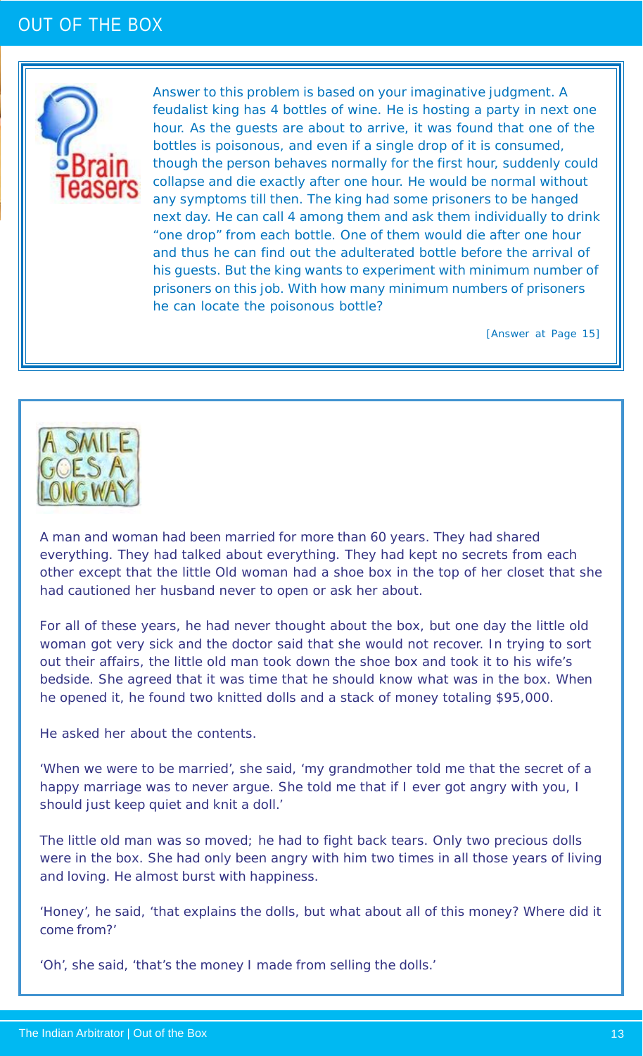# OUT OF THE BOX

**Brain Teasers**

Answer to this problem is based on your imaginative judgment. A feudalist king has 4 bottles of wine. He is hosting a party in next one hour. As the guests are about to arrive, it was found that one of the bottles is poisonous, and even if a single drop of it is consumed, though the person behaves normally for the first hour, suddenly could collapse and die exactly after one hour. He would be normal without any symptoms till then. The king had some prisoners to be hanged next day. He can call 4 among them and ask them individually to drink "one drop" from each bottle. One of them would die after one hour and thus he can find out the adulterated bottle before the arrival of his guests. But the king wants to experiment with minimum number of prisoners on this job. With how many minimum numbers of prisoners he can locate the poisonous bottle?

[Answer at Page 15]

**A SMILE GOES A LONG WAY**

A man and woman had been married for more than 60 years. They had shared everything. They had talked about everything. They had kept no secrets from each other except that the little Old woman had a shoe box in the top of her closet that she had cautioned her husband never to open or ask her about.

For all of these years, he had never thought about the box, but one day the little old woman got very sick and the doctor said that she would not recover. In trying to sort out their affairs, the little old man took down the shoe box and took it to his wife's bedside. She agreed that it was time that he should know what was in the box. When he opened it, he found two knitted dolls and a stack of money totaling $95,000.

He asked her about the contents.

'When we were to be married', she said, 'my grandmother told me that the secret of a happy marriage was to never argue. She told me that if I ever got angry with you, I should just keep quiet and knit a doll.'

The little old man was so moved; he had to fight back tears. Only two precious dolls were in the box. She had only been angry with him two times in all those years of living and loving. He almost burst with happiness.

'Honey', he said, 'that explains the dolls, but what about all of this money? Where did it come from?'

'Oh', she said, 'that's the money I made from selling the dolls.'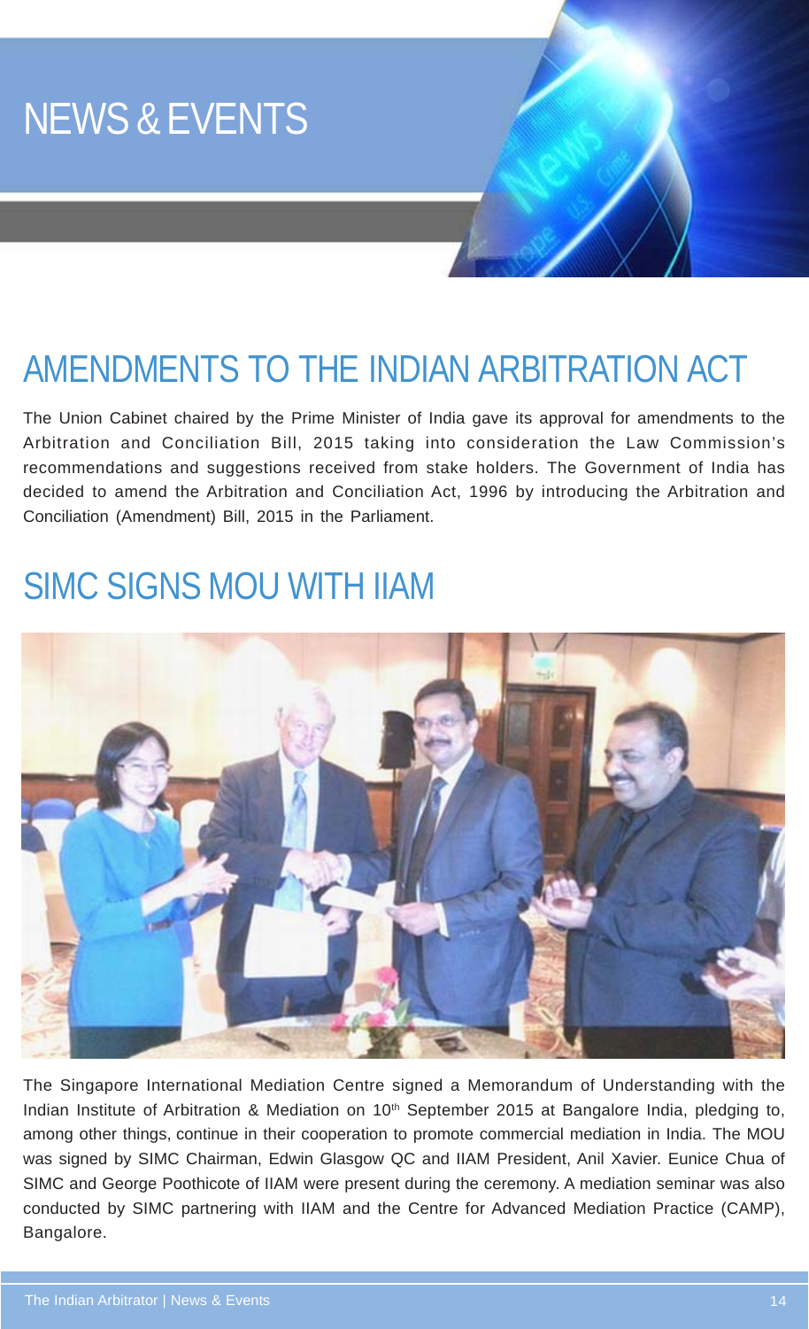# NEWS & EVENTS

## AMENDMENTS TO THE INDIAN ARBITRATION ACT

The Union Cabinet chaired by the Prime Minister of India gave its approval for amendments to the Arbitration and Conciliation Bill, 2015 taking into consideration the Law Commission's recommendations and suggestions received from stake holders. The Government of India has decided to amend the Arbitration and Conciliation Act, 1996 by introducing the Arbitration and Conciliation (Amendment) Bill, 2015 in the Parliament.

## SIMC SIGNS MOU WITH IIAM

The Singapore International Mediation Centre signed a Memorandum of Understanding with the Indian Institute of Arbitration & Mediation on 10th September 2015 at Bangalore India, pledging to, among other things, continue in their cooperation to promote commercial mediation in India. The MOU was signed by SIMC Chairman, Edwin Glasgow QC and IIAM President, Anil Xavier. Eunice Chua of SIMC and George Poothicote of IIAM were present during the ceremony. A mediation seminar was also conducted by SIMC partnering with IIAM and the Centre for Advanced Mediation Practice (CAMP), Bangalore.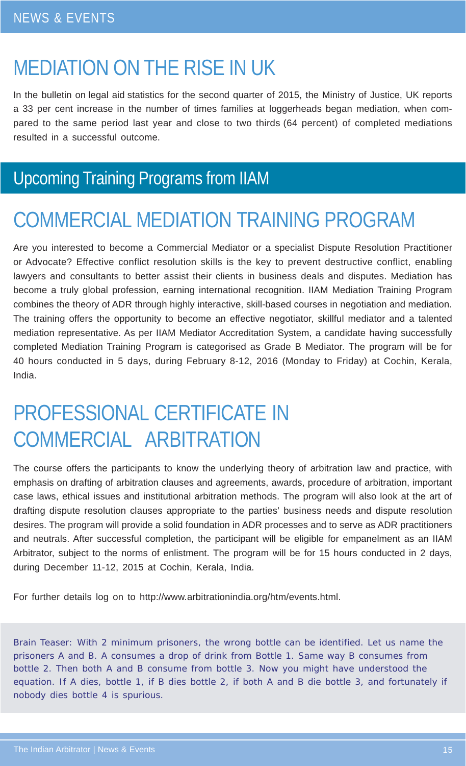NEWS & EVENTS

# MEDIATION ON THE RISE IN UK

In the bulletin on legal aid statistics for the second quarter of 2015, the Ministry of Justice, UK reports a 33 per cent increase in the number of times families at loggerheads began mediation, when compared to the same period last year and close to two thirds (64 percent) of completed mediations resulted in a successful outcome.

## Upcoming Training Programs from IIAM

# COMMERCIAL MEDIATION TRAINING PROGRAM

Are you interested to become a Commercial Mediator or a specialist Dispute Resolution Practitioner or Advocate? Effective conflict resolution skills is the key to prevent destructive conflict, enabling lawyers and consultants to better assist their clients in business deals and disputes. Mediation has become a truly global profession, earning international recognition. IIAM Mediation Training Program combines the theory of ADR through highly interactive, skill-based courses in negotiation and mediation. The training offers the opportunity to become an effective negotiator, skillful mediator and a talented mediation representative. As per IIAM Mediator Accreditation System, a candidate having successfully completed Mediation Training Program is categorised as Grade B Mediator. The program will be for 40 hours conducted in 5 days, during February 8-12, 2016 (Monday to Friday) at Cochin, Kerala, India.

# PROFESSIONAL CERTIFICATE IN COMMERCIAL ARBITRATION

The course offers the participants to know the underlying theory of arbitration law and practice, with emphasis on drafting of arbitration clauses and agreements, awards, procedure of arbitration, important case laws, ethical issues and institutional arbitration methods. The program will also look at the art of drafting dispute resolution clauses appropriate to the parties' business needs and dispute resolution desires. The program will provide a solid foundation in ADR processes and to serve as ADR practitioners and neutrals. After successful completion, the participant will be eligible for empanelment as an IIAM Arbitrator, subject to the norms of enlistment. The program will be for 15 hours conducted in 2 days, during December 11-12, 2015 at Cochin, Kerala, India.

For further details log on to http://www.arbitrationindia.org/htm/events.html.

Brain Teaser: With 2 minimum prisoners, the wrong bottle can be identified. Let us name the prisoners A and B. A consumes a drop of drink from Bottle 1. Same way B consumes from bottle 2. Then both A and B consume from bottle 3. Now you might have understood the equation. If A dies, bottle 1, if B dies bottle 2, if both A and B die bottle 3, and fortunately if nobody dies bottle 4 is spurious.